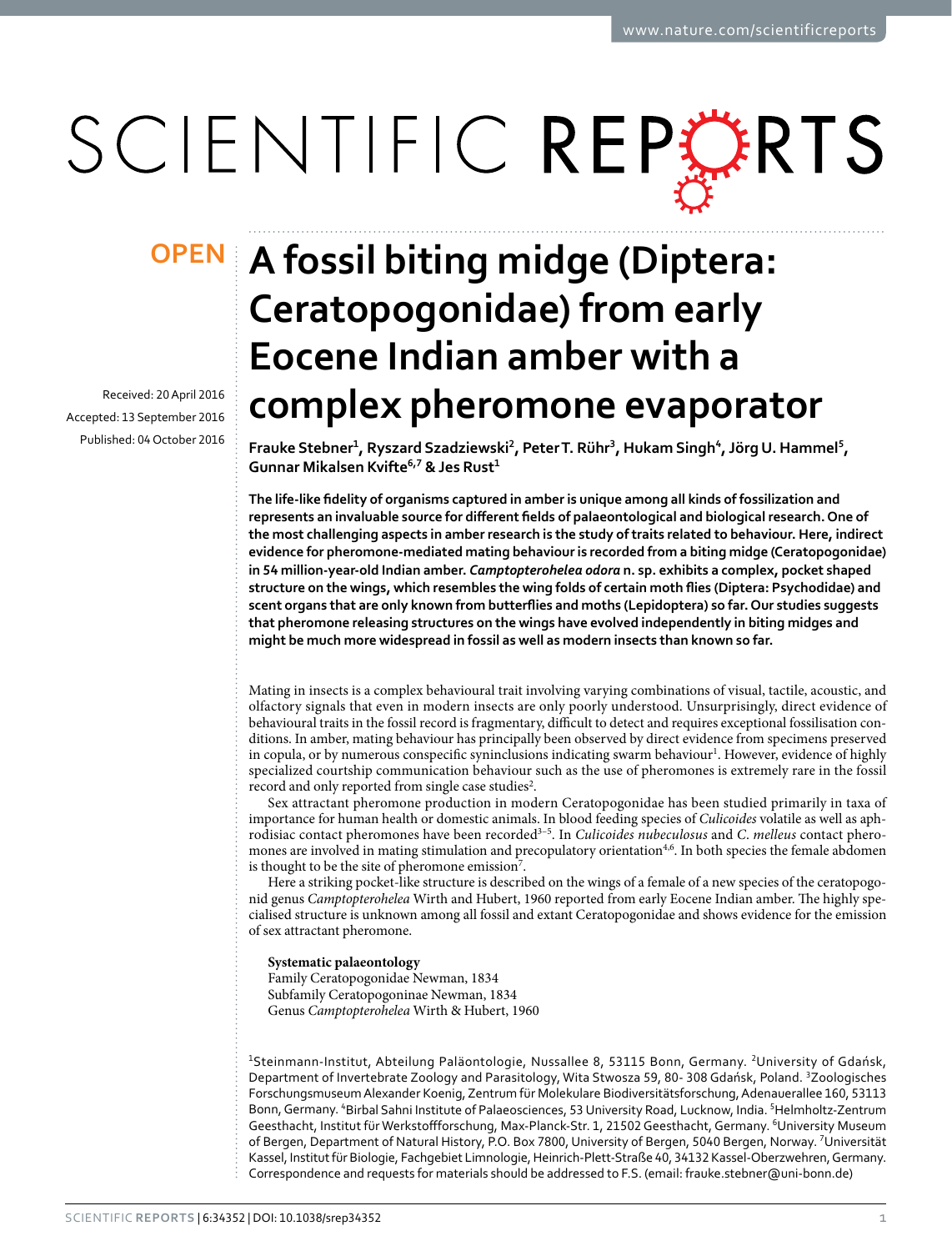# A fossil biting midge (Diptera: Ceratopogonidae) from early Eocene Indian amber with a complex pheromone evaporator

**OPEN**

Received: 20 April 2016
Accepted: 13 September 2016
Published: 04 October 2016

**Frauke Stebner[1], Ryszard Szadziewski[2], Peter T. Rühr[3], Hukam Singh[4], Jörg U. Hammel[5], Gunnar Mikalsen Kvifte[6,7] & Jes Rust[1]**

**The life-like fidelity of organisms captured in amber is unique among all kinds of fossilization and represents an invaluable source for different fields of palaeontological and biological research. One of the most challenging aspects in amber research is the study of traits related to behaviour. Here, indirect evidence for pheromone-mediated mating behaviour is recorded from a biting midge (Ceratopogonidae) in 54 million-year-old Indian amber. *Camptopterohelea odora* n. sp. exhibits a complex, pocket shaped structure on the wings, which resembles the wing folds of certain moth flies (Diptera: Psychodidae) and scent organs that are only known from butterflies and moths (Lepidoptera) so far. Our studies suggests that pheromone releasing structures on the wings have evolved independently in biting midges and might be much more widespread in fossil as well as modern insects than known so far.**

Mating in insects is a complex behavioural trait involving varying combinations of visual, tactile, acoustic, and olfactory signals that even in modern insects are only poorly understood. Unsurprisingly, direct evidence of behavioural traits in the fossil record is fragmentary, difficult to detect and requires exceptional fossilisation conditions. In amber, mating behaviour has principally been observed by direct evidence from specimens preserved in copula, or by numerous conspecific syninclusions indicating swarm behaviour[1]. However, evidence of highly specialized courtship communication behaviour such as the use of pheromones is extremely rare in the fossil record and only reported from single case studies[2].

Sex attractant pheromone production in modern Ceratopogonidae has been studied primarily in taxa of importance for human health or domestic animals. In blood feeding species of *Culicoides* volatile as well as aphrodisiac contact pheromones have been recorded[3–5]. In *Culicoides nubeculosus* and *C. melleus* contact pheromones are involved in mating stimulation and precopulatory orientation[4,6]. In both species the female abdomen is thought to be the site of pheromone emission[7].

Here a striking pocket-like structure is described on the wings of a female of a new species of the ceratopogonid genus *Camptopterohelea* Wirth and Hubert, 1960 reported from early Eocene Indian amber. The highly specialised structure is unknown among all fossil and extant Ceratopogonidae and shows evidence for the emission of sex attractant pheromone.

**Systematic palaeontology**
Family Ceratopogonidae Newman, 1834
Subfamily Ceratopogoninae Newman, 1834
Genus *Camptopterohelea* Wirth & Hubert, 1960

[1]Steinmann-Institut, Abteilung Paläontologie, Nussallee 8, 53115 Bonn, Germany. [2]University of Gdańsk, Department of Invertebrate Zoology and Parasitology, Wita Stwosza 59, 80- 308 Gdańsk, Poland. [3]Zoologisches Forschungsmuseum Alexander Koenig, Zentrum für Molekulare Biodiversitätsforschung, Adenauerallee 160, 53113 Bonn, Germany. [4]Birbal Sahni Institute of Palaeosciences, 53 University Road, Lucknow, India. [5]Helmholtz-Zentrum Geesthacht, Institut für Werkstoffforschung, Max-Planck-Str. 1, 21502 Geesthacht, Germany. [6]University Museum of Bergen, Department of Natural History, P.O. Box 7800, University of Bergen, 5040 Bergen, Norway. [7]Universität Kassel, Institut für Biologie, Fachgebiet Limnologie, Heinrich-Plett-Straße 40, 34132 Kassel-Oberzwehren, Germany. Correspondence and requests for materials should be addressed to F.S. (email: frauke.stebner@uni-bonn.de)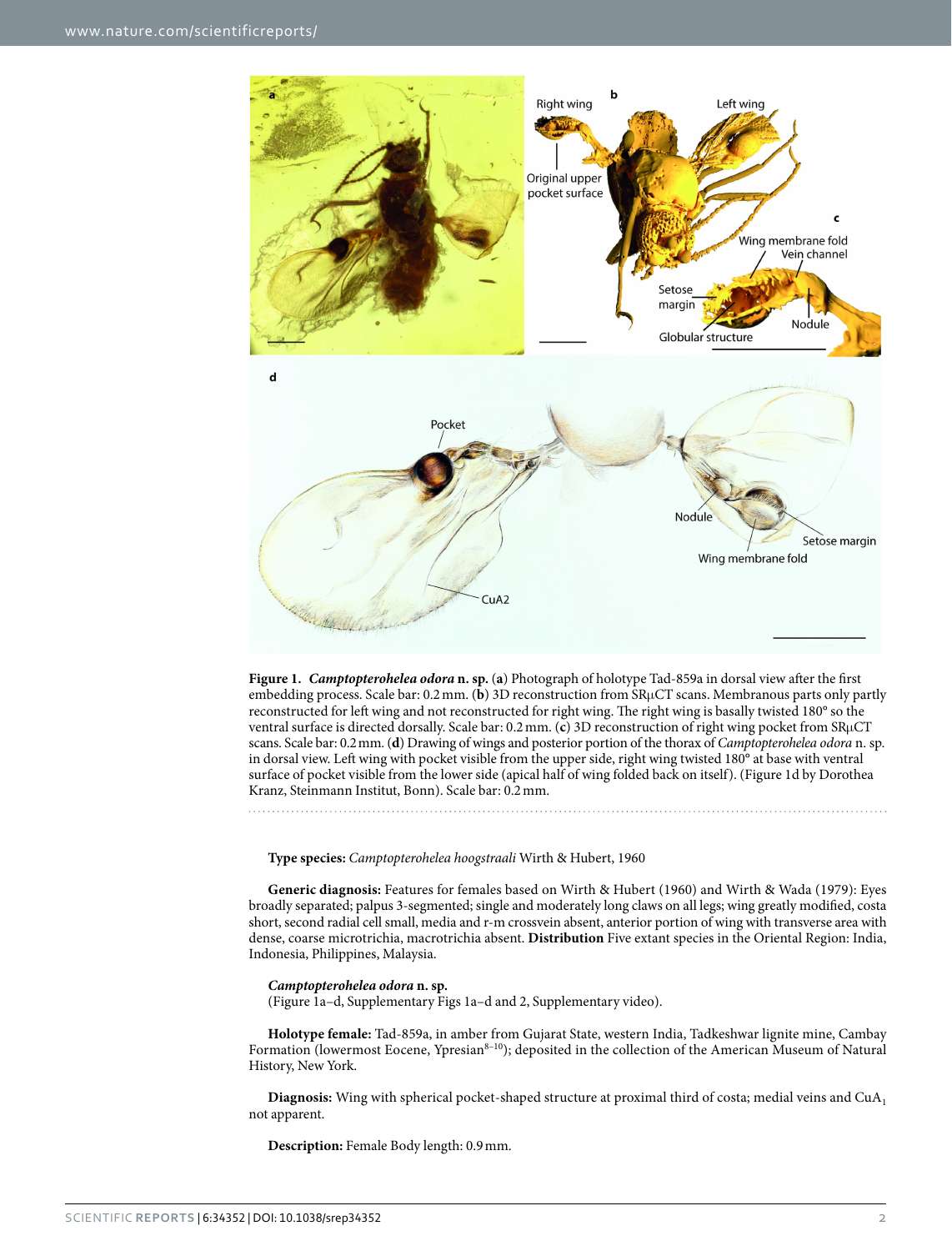**Figure 1.** ***Camptopterohelea odora* n. sp.** (**a**) Photograph of holotype Tad-859a in dorsal view after the first embedding process. Scale bar: 0.2 mm. (**b**) 3D reconstruction from SRμCT scans. Membranous parts only partly reconstructed for left wing and not reconstructed for right wing. The right wing is basally twisted 180° so the ventral surface is directed dorsally. Scale bar: 0.2 mm. (**c**) 3D reconstruction of right wing pocket from SRμCT scans. Scale bar: 0.2 mm. (**d**) Drawing of wings and posterior portion of the thorax of *Camptopterohelea odora* n. sp. in dorsal view. Left wing with pocket visible from the upper side, right wing twisted 180° at base with ventral surface of pocket visible from the lower side (apical half of wing folded back on itself). (Figure 1d by Dorothea Kranz, Steinmann Institut, Bonn). Scale bar: 0.2 mm.

**Type species:** *Camptopterohelea hoogstraali* Wirth & Hubert, 1960

**Generic diagnosis:** Features for females based on Wirth & Hubert (1960) and Wirth & Wada (1979): Eyes broadly separated; palpus 3-segmented; single and moderately long claws on all legs; wing greatly modified, costa short, second radial cell small, media and r-m crossvein absent, anterior portion of wing with transverse area with dense, coarse microtrichia, macrotrichia absent. **Distribution** Five extant species in the Oriental Region: India, Indonesia, Philippines, Malaysia.

***Camptopterohelea odora* n. sp.**
(Figure 1a–d, Supplementary Figs 1a–d and 2, Supplementary video).

**Holotype female:** Tad-859a, in amber from Gujarat State, western India, Tadkeshwar lignite mine, Cambay Formation (lowermost Eocene, Ypresian[8–10]); deposited in the collection of the American Museum of Natural History, New York.

**Diagnosis:** Wing with spherical pocket-shaped structure at proximal third of costa; medial veins and $CuA_1$ not apparent.

**Description:** Female Body length: 0.9 mm.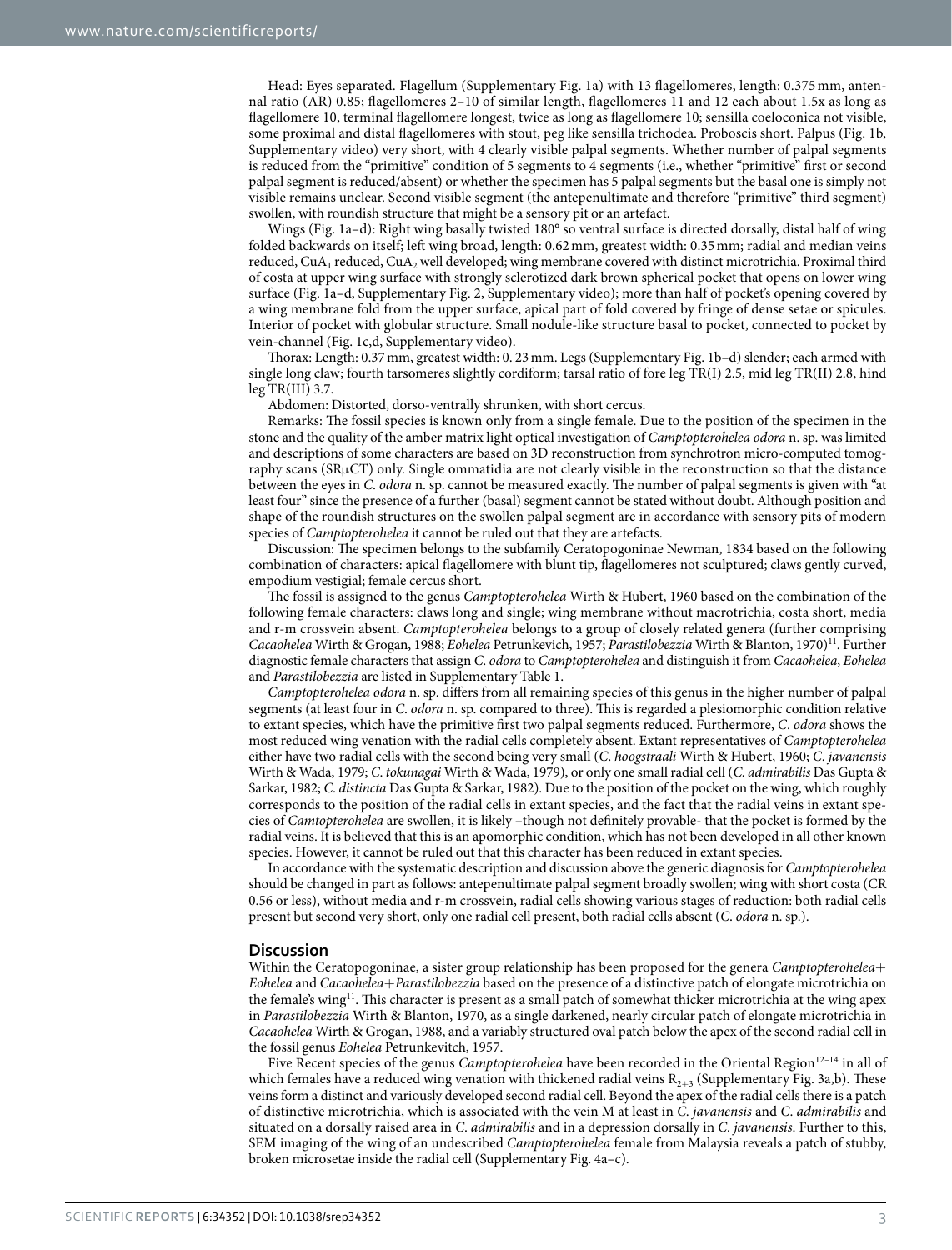Head: Eyes separated. Flagellum (Supplementary Fig. 1a) with 13 flagellomeres, length: 0.375 mm, antennal ratio (AR) 0.85; flagellomeres 2–10 of similar length, flagellomeres 11 and 12 each about 1.5x as long as flagellomere 10, terminal flagellomere longest, twice as long as flagellomere 10; sensilla coeloconica not visible, some proximal and distal flagellomeres with stout, peg like sensilla trichodea. Proboscis short. Palpus (Fig. 1b, Supplementary video) very short, with 4 clearly visible palpal segments. Whether number of palpal segments is reduced from the "primitive" condition of 5 segments to 4 segments (i.e., whether "primitive" first or second palpal segment is reduced/absent) or whether the specimen has 5 palpal segments but the basal one is simply not visible remains unclear. Second visible segment (the antepenultimate and therefore "primitive" third segment) swollen, with roundish structure that might be a sensory pit or an artefact.

Wings (Fig. 1a–d): Right wing basally twisted 180° so ventral surface is directed dorsally, distal half of wing folded backwards on itself; left wing broad, length: 0.62 mm, greatest width: 0.35 mm; radial and median veins reduced, $CuA_1$ reduced, $CuA_2$ well developed; wing membrane covered with distinct microtrichia. Proximal third of costa at upper wing surface with strongly sclerotized dark brown spherical pocket that opens on lower wing surface (Fig. 1a–d, Supplementary Fig. 2, Supplementary video); more than half of pocket's opening covered by a wing membrane fold from the upper surface, apical part of fold covered by fringe of dense setae or spicules. Interior of pocket with globular structure. Small nodule-like structure basal to pocket, connected to pocket by vein-channel (Fig. 1c,d, Supplementary video).

Thorax: Length: 0.37 mm, greatest width: 0. 23 mm. Legs (Supplementary Fig. 1b–d) slender; each armed with single long claw; fourth tarsomeres slightly cordiform; tarsal ratio of fore leg TR(I) 2.5, mid leg TR(II) 2.8, hind leg TR(III) 3.7.

Abdomen: Distorted, dorso-ventrally shrunken, with short cercus.

Remarks: The fossil species is known only from a single female. Due to the position of the specimen in the stone and the quality of the amber matrix light optical investigation of *Camptopterohelea odora* n. sp. was limited and descriptions of some characters are based on 3D reconstruction from synchrotron micro-computed tomography scans (SRμCT) only. Single ommatidia are not clearly visible in the reconstruction so that the distance between the eyes in *C. odora* n. sp. cannot be measured exactly. The number of palpal segments is given with "at least four" since the presence of a further (basal) segment cannot be stated without doubt. Although position and shape of the roundish structures on the swollen palpal segment are in accordance with sensory pits of modern species of *Camptopterohelea* it cannot be ruled out that they are artefacts.

Discussion: The specimen belongs to the subfamily Ceratopogoninae Newman, 1834 based on the following combination of characters: apical flagellomere with blunt tip, flagellomeres not sculptured; claws gently curved, empodium vestigial; female cercus short.

The fossil is assigned to the genus *Camptopterohelea* Wirth & Hubert, 1960 based on the combination of the following female characters: claws long and single; wing membrane without macrotrichia, costa short, media and r-m crossvein absent. *Camptopterohelea* belongs to a group of closely related genera (further comprising *Cacaohelea* Wirth & Grogan, 1988; *Eohelea* Petrunkevich, 1957; *Parastilobezzia* Wirth & Blanton, 1970)[11]. Further diagnostic female characters that assign *C. odora* to *Camptopterohelea* and distinguish it from *Cacaohelea*, *Eohelea* and *Parastilobezzia* are listed in Supplementary Table 1.

*Camptopterohelea odora* n. sp. differs from all remaining species of this genus in the higher number of palpal segments (at least four in *C. odora* n. sp. compared to three). This is regarded a plesiomorphic condition relative to extant species, which have the primitive first two palpal segments reduced. Furthermore, *C. odora* shows the most reduced wing venation with the radial cells completely absent. Extant representatives of *Camptopterohelea* either have two radial cells with the second being very small (*C. hoogstraali* Wirth & Hubert, 1960; *C. javanensis* Wirth & Wada, 1979; *C. tokunagai* Wirth & Wada, 1979), or only one small radial cell (*C. admirabilis* Das Gupta & Sarkar, 1982; *C. distincta* Das Gupta & Sarkar, 1982). Due to the position of the pocket on the wing, which roughly corresponds to the position of the radial cells in extant species, and the fact that the radial veins in extant species of *Camtopterohelea* are swollen, it is likely –though not definitely provable- that the pocket is formed by the radial veins. It is believed that this is an apomorphic condition, which has not been developed in all other known species. However, it cannot be ruled out that this character has been reduced in extant species.

In accordance with the systematic description and discussion above the generic diagnosis for *Camptopterohelea* should be changed in part as follows: antepenultimate palpal segment broadly swollen; wing with short costa (CR 0.56 or less), without media and r-m crossvein, radial cells showing various stages of reduction: both radial cells present but second very short, only one radial cell present, both radial cells absent (*C. odora* n. sp.).

## Discussion

Within the Ceratopogoninae, a sister group relationship has been proposed for the genera *Camptopterohelea*+*Eohelea* and *Cacaohelea*+*Parastilobezzia* based on the presence of a distinctive patch of elongate microtrichia on the female's wing[11]. This character is present as a small patch of somewhat thicker microtrichia at the wing apex in *Parastilobezzia* Wirth & Blanton, 1970, as a single darkened, nearly circular patch of elongate microtrichia in *Cacaohelea* Wirth & Grogan, 1988, and a variably structured oval patch below the apex of the second radial cell in the fossil genus *Eohelea* Petrunkevitch, 1957.

Five Recent species of the genus *Camptopterohelea* have been recorded in the Oriental Region[12–14] in all of which females have a reduced wing venation with thickened radial veins $R_{2+3}$ (Supplementary Fig. 3a,b). These veins form a distinct and variously developed second radial cell. Beyond the apex of the radial cells there is a patch of distinctive microtrichia, which is associated with the vein M at least in *C. javanensis* and *C. admirabilis* and situated on a dorsally raised area in *C. admirabilis* and in a depression dorsally in *C. javanensis*. Further to this, SEM imaging of the wing of an undescribed *Camptopterohelea* female from Malaysia reveals a patch of stubby, broken microsetae inside the radial cell (Supplementary Fig. 4a–c).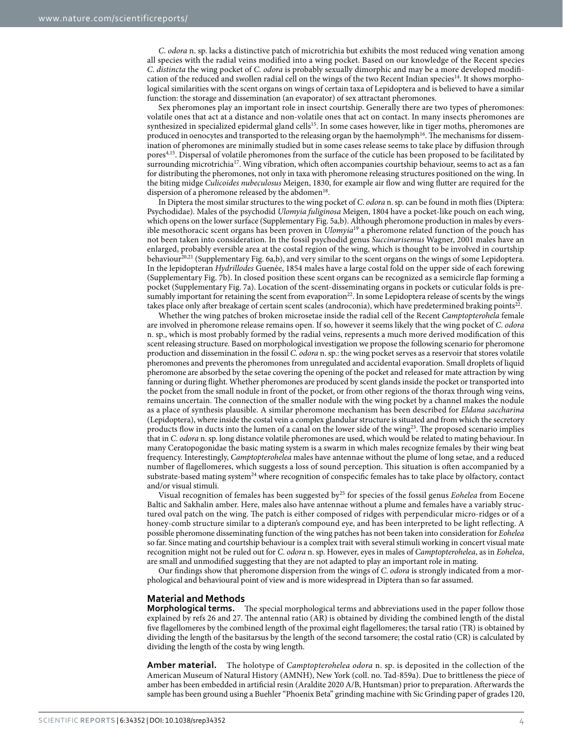*C. odora* n. sp. lacks a distinctive patch of microtrichia but exhibits the most reduced wing venation among all species with the radial veins modified into a wing pocket. Based on our knowledge of the Recent species *C. distincta* the wing pocket of *C. odora* is probably sexually dimorphic and may be a more developed modification of the reduced and swollen radial cell on the wings of the two Recent Indian species[14]. It shows morphological similarities with the scent organs on wings of certain taxa of Lepidoptera and is believed to have a similar function: the storage and dissemination (an evaporator) of sex attractant pheromones.

Sex pheromones play an important role in insect courtship. Generally there are two types of pheromones: volatile ones that act at a distance and non-volatile ones that act on contact. In many insects pheromones are synthesized in specialized epidermal gland cells[15]. In some cases however, like in tiger moths, pheromones are produced in oenocytes and transported to the releasing organ by the haemolymph[16]. The mechanisms for dissemination of pheromones are minimally studied but in some cases release seems to take place by diffusion through pores[4,15]. Dispersal of volatile pheromones from the surface of the cuticle has been proposed to be facilitated by surrounding microtrichia[17]. Wing vibration, which often accompanies courtship behaviour, seems to act as a fan for distributing the pheromones, not only in taxa with pheromone releasing structures positioned on the wing. In the biting midge *Culicoides nubeculosus* Meigen, 1830, for example air flow and wing flutter are required for the dispersion of a pheromone released by the abdomen[18].

In Diptera the most similar structures to the wing pocket of *C. odora* n. sp. can be found in moth flies (Diptera: Psychodidae). Males of the psychodid *Ulomyia fuliginosa* Meigen, 1804 have a pocket-like pouch on each wing, which opens on the lower surface (Supplementary Fig. 5a,b). Although pheromone production in males by eversible mesothoracic scent organs has been proven in *Ulomyia*[19] a pheromone related function of the pouch has not been taken into consideration. In the fossil psychodid genus *Succinarisemus* Wagner, 2001 males have an enlarged, probably eversible area at the costal region of the wing, which is thought to be involved in courtship behaviour[20,21] (Supplementary Fig. 6a,b), and very similar to the scent organs on the wings of some Lepidoptera. In the lepidopteran *Hydrillodes* Guenée, 1854 males have a large costal fold on the upper side of each forewing (Supplementary Fig. 7b). In closed position these scent organs can be recognized as a semicircle flap forming a pocket (Supplementary Fig. 7a). Location of the scent-disseminating organs in pockets or cuticular folds is presumably important for retaining the scent from evaporation[22]. In some Lepidoptera release of scents by the wings takes place only after breakage of certain scent scales (androconia), which have predetermined braking points[22].

Whether the wing patches of broken microsetae inside the radial cell of the Recent *Camptopterohela* female are involved in pheromone release remains open. If so, however it seems likely that the wing pocket of *C. odora* n. sp., which is most probably formed by the radial veins, represents a much more derived modification of this scent releasing structure. Based on morphological investigation we propose the following scenario for pheromone production and dissemination in the fossil *C. odora* n. sp.: the wing pocket serves as a reservoir that stores volatile pheromones and prevents the pheromones from unregulated and accidental evaporation. Small droplets of liquid pheromone are absorbed by the setae covering the opening of the pocket and released for mate attraction by wing fanning or during flight. Whether pheromones are produced by scent glands inside the pocket or transported into the pocket from the small nodule in front of the pocket, or from other regions of the thorax through wing veins, remains uncertain. The connection of the smaller nodule with the wing pocket by a channel makes the nodule as a place of synthesis plausible. A similar pheromone mechanism has been described for *Eldana saccharina* (Lepidoptera), where inside the costal vein a complex glandular structure is situated and from which the secretory products flow in ducts into the lumen of a canal on the lower side of the wing[23]. The proposed scenario implies that in *C. odora* n. sp. long distance volatile pheromones are used, which would be related to mating behaviour. In many Ceratopogonidae the basic mating system is a swarm in which males recognize females by their wing beat frequency. Interestingly, *Camptopterohelea* males have antennae without the plume of long setae, and a reduced number of flagellomeres, which suggests a loss of sound perception. This situation is often accompanied by a substrate-based mating system[24] where recognition of conspecific females has to take place by olfactory, contact and/or visual stimuli.

Visual recognition of females has been suggested by[25] for species of the fossil genus *Eohelea* from Eocene Baltic and Sakhalin amber. Here, males also have antennae without a plume and females have a variably structured oval patch on the wing. The patch is either composed of ridges with perpendicular micro-ridges or of a honey-comb structure similar to a dipteran's compound eye, and has been interpreted to be light reflecting. A possible pheromone disseminating function of the wing patches has not been taken into consideration for *Eohelea* so far. Since mating and courtship behaviour is a complex trait with several stimuli working in concert visual mate recognition might not be ruled out for *C. odora* n. sp. However, eyes in males of *Camptopterohelea*, as in *Eohelea*, are small and unmodified suggesting that they are not adapted to play an important role in mating.

Our findings show that pheromone dispersion from the wings of *C. odora* is strongly indicated from a morphological and behavioural point of view and is more widespread in Diptera than so far assumed.

## Material and Methods

**Morphological terms.** The special morphological terms and abbreviations used in the paper follow those explained by refs 26 and 27. The antennal ratio (AR) is obtained by dividing the combined length of the distal five flagellomeres by the combined length of the proximal eight flagellomeres; the tarsal ratio (TR) is obtained by dividing the length of the basitarsus by the length of the second tarsomere; the costal ratio (CR) is calculated by dividing the length of the costa by wing length.

**Amber material.** The holotype of *Camptopterohelea odora* n. sp. is deposited in the collection of the American Museum of Natural History (AMNH), New York (coll. no. Tad-859a). Due to brittleness the piece of amber has been embedded in artificial resin (Araldite 2020 A/B, Huntsman) prior to preparation. Afterwards the sample has been ground using a Buehler "Phoenix Beta" grinding machine with Sic Grinding paper of grades 120,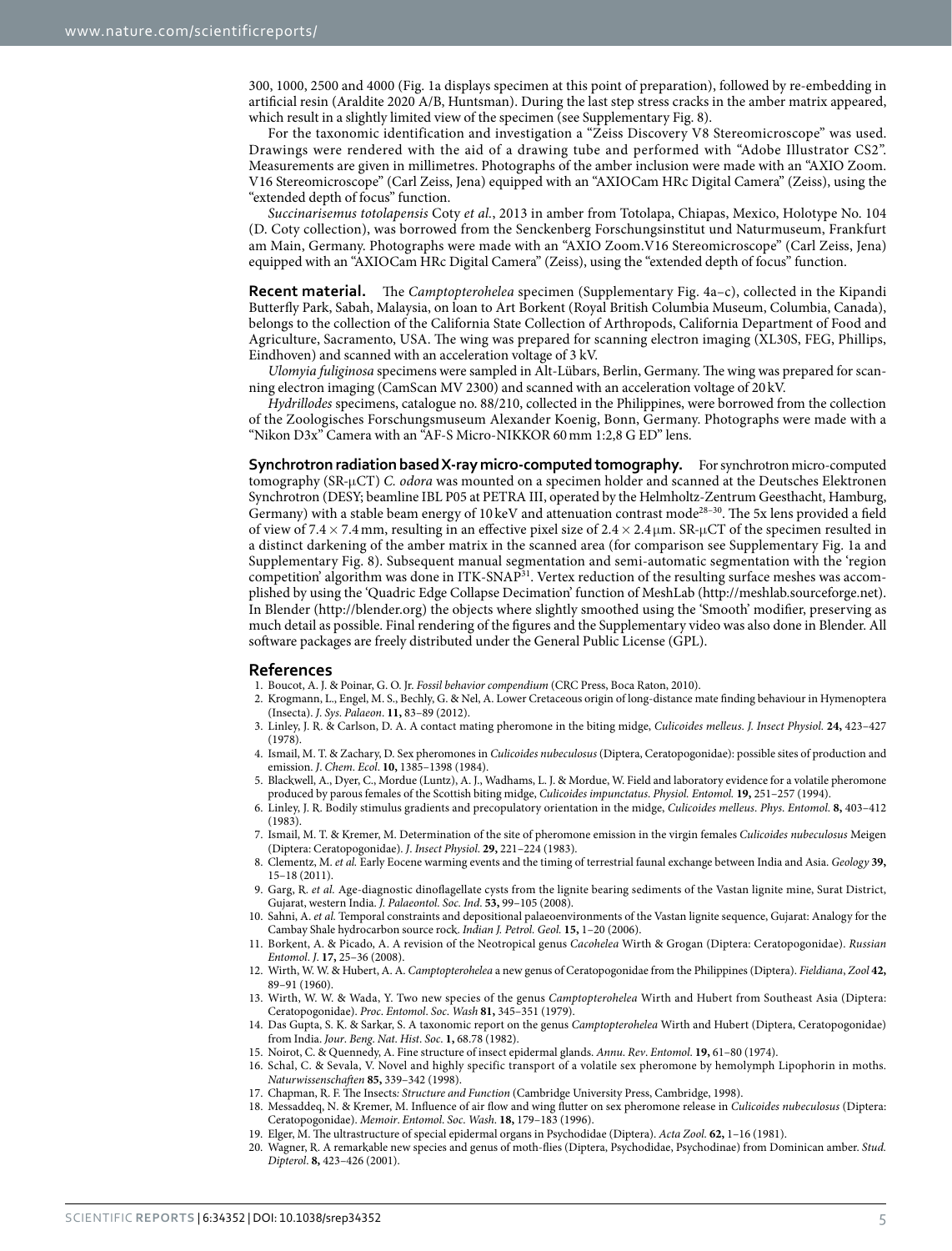300, 1000, 2500 and 4000 (Fig. 1a displays specimen at this point of preparation), followed by re-embedding in artificial resin (Araldite 2020 A/B, Huntsman). During the last step stress cracks in the amber matrix appeared, which result in a slightly limited view of the specimen (see Supplementary Fig. 8).

For the taxonomic identification and investigation a "Zeiss Discovery V8 Stereomicroscope" was used. Drawings were rendered with the aid of a drawing tube and performed with "Adobe Illustrator CS2". Measurements are given in millimetres. Photographs of the amber inclusion were made with an "AXIO Zoom. V16 Stereomicroscope" (Carl Zeiss, Jena) equipped with an "AXIOCam HRc Digital Camera" (Zeiss), using the "extended depth of focus" function.

*Succinarisemus totolapensis* Coty *et al.*, 2013 in amber from Totolapa, Chiapas, Mexico, Holotype No. 104 (D. Coty collection), was borrowed from the Senckenberg Forschungsinstitut und Naturmuseum, Frankfurt am Main, Germany. Photographs were made with an "AXIO Zoom.V16 Stereomicroscope" (Carl Zeiss, Jena) equipped with an "AXIOCam HRc Digital Camera" (Zeiss), using the "extended depth of focus" function.

**Recent material.** The *Camptopterohelea* specimen (Supplementary Fig. 4a–c), collected in the Kipandi Butterfly Park, Sabah, Malaysia, on loan to Art Borkent (Royal British Columbia Museum, Columbia, Canada), belongs to the collection of the California State Collection of Arthropods, California Department of Food and Agriculture, Sacramento, USA. The wing was prepared for scanning electron imaging (XL30S, FEG, Phillips, Eindhoven) and scanned with an acceleration voltage of 3 kV.

*Ulomyia fuliginosa* specimens were sampled in Alt-Lübars, Berlin, Germany. The wing was prepared for scanning electron imaging (CamScan MV 2300) and scanned with an acceleration voltage of 20 kV.

*Hydrillodes* specimens, catalogue no. 88/210, collected in the Philippines, were borrowed from the collection of the Zoologisches Forschungsmuseum Alexander Koenig, Bonn, Germany. Photographs were made with a "Nikon D3x" Camera with an "AF-S Micro-NIKKOR 60 mm 1:2,8 G ED" lens.

**Synchrotron radiation based X-ray micro-computed tomography.** For synchrotron micro-computed tomography (SR-μCT) *C. odora* was mounted on a specimen holder and scanned at the Deutsches Elektronen Synchrotron (DESY; beamline IBL P05 at PETRA III, operated by the Helmholtz-Zentrum Geesthacht, Hamburg, Germany) with a stable beam energy of 10 keV and attenuation contrast mode[28–30]. The 5x lens provided a field of view of $7.4 \times 7.4$ mm, resulting in an effective pixel size of $2.4 \times 2.4$ μm. SR-μCT of the specimen resulted in a distinct darkening of the amber matrix in the scanned area (for comparison see Supplementary Fig. 1a and Supplementary Fig. 8). Subsequent manual segmentation and semi-automatic segmentation with the 'region competition' algorithm was done in ITK-SNAP[31]. Vertex reduction of the resulting surface meshes was accomplished by using the 'Quadric Edge Collapse Decimation' function of MeshLab (http://meshlab.sourceforge.net). In Blender (http://blender.org) the objects where slightly smoothed using the 'Smooth' modifier, preserving as much detail as possible. Final rendering of the figures and the Supplementary video was also done in Blender. All software packages are freely distributed under the General Public License (GPL).

## References

1. Boucot, A. J. & Poinar, G. O. Jr. *Fossil behavior compendium* (CRC Press, Boca Raton, 2010).
2. Krogmann, L., Engel, M. S., Bechly, G. & Nel, A. Lower Cretaceous origin of long-distance mate finding behaviour in Hymenoptera (Insecta). *J. Sys. Palaeon*. **11,** 83–89 (2012).
3. Linley, J. R. & Carlson, D. A. A contact mating pheromone in the biting midge, *Culicoides melleus*. *J. Insect Physiol.* **24,** 423–427 (1978).
4. Ismail, M. T. & Zachary, D. Sex pheromones in *Culicoides nubeculosus* (Diptera, Ceratopogonidae): possible sites of production and emission. *J. Chem. Ecol*. **10,** 1385–1398 (1984).
5. Blackwell, A., Dyer, C., Mordue (Luntz), A. J., Wadhams, L. J. & Mordue, W. Field and laboratory evidence for a volatile pheromone produced by parous females of the Scottish biting midge, *Culicoides impunctatus*. *Physiol. Entomol.* **19,** 251–257 (1994).
6. Linley, J. R. Bodily stimulus gradients and precopulatory orientation in the midge, *Culicoides melleus*. *Phys. Entomol*. **8,** 403–412 (1983).
7. Ismail, M. T. & Kremer, M. Determination of the site of pheromone emission in the virgin females *Culicoides nubeculosus* Meigen (Diptera: Ceratopogonidae). *J. Insect Physiol*. **29,** 221–224 (1983).
8. Clementz, M. *et al.* Early Eocene warming events and the timing of terrestrial faunal exchange between India and Asia. *Geology* **39,** 15–18 (2011).
9. Garg, R. *et al.* Age-diagnostic dinoflagellate cysts from the lignite bearing sediments of the Vastan lignite mine, Surat District, Gujarat, western India. *J. Palaeontol. Soc. Ind*. **53,** 99–105 (2008).
10. Sahni, A. *et al.* Temporal constraints and depositional palaeoenvironments of the Vastan lignite sequence, Gujarat: Analogy for the Cambay Shale hydrocarbon source rock. *Indian J. Petrol. Geol.* **15,** 1–20 (2006).
11. Borkent, A. & Picado, A. A revision of the Neotropical genus *Cacohelea* Wirth & Grogan (Diptera: Ceratopogonidae). *Russian Entomol. J*. **17,** 25–36 (2008).
12. Wirth, W. W. & Hubert, A. A. *Camptopterohelea* a new genus of Ceratopogonidae from the Philippines (Diptera). *Fieldiana*, *Zool* **42,** 89–91 (1960).
13. Wirth, W. W. & Wada, Y. Two new species of the genus *Camptopterohelea* Wirth and Hubert from Southeast Asia (Diptera: Ceratopogonidae). *Proc. Entomol. Soc. Wash* **81,** 345–351 (1979).
14. Das Gupta, S. K. & Sarkar, S. A taxonomic report on the genus *Camptopterohelea* Wirth and Hubert (Diptera, Ceratopogonidae) from India. *Jour. Beng. Nat. Hist. Soc*. **1,** 68.78 (1982).
15. Noirot, C. & Quennedy, A. Fine structure of insect epidermal glands. *Annu. Rev. Entomol*. **19,** 61–80 (1974).
16. Schal, C. & Sevala, V. Novel and highly specific transport of a volatile sex pheromone by hemolymph Lipophorin in moths. *Naturwissenschaften* **85,** 339–342 (1998).
17. Chapman, R. F. The Insects*: Structure and Function* (Cambridge University Press, Cambridge, 1998).
18. Messaddeq, N. & Kremer, M. Influence of air flow and wing flutter on sex pheromone release in *Culicoides nubeculosus* (Diptera: Ceratopogonidae). *Memoir. Entomol. Soc. Wash.* **18,** 179–183 (1996).
19. Elger, M. The ultrastructure of special epidermal organs in Psychodidae (Diptera). *Acta Zool.* **62,** 1–16 (1981).
20. Wagner, R. A remarkable new species and genus of moth-flies (Diptera, Psychodidae, Psychodinae) from Dominican amber. *Stud. Dipterol*. **8,** 423–426 (2001).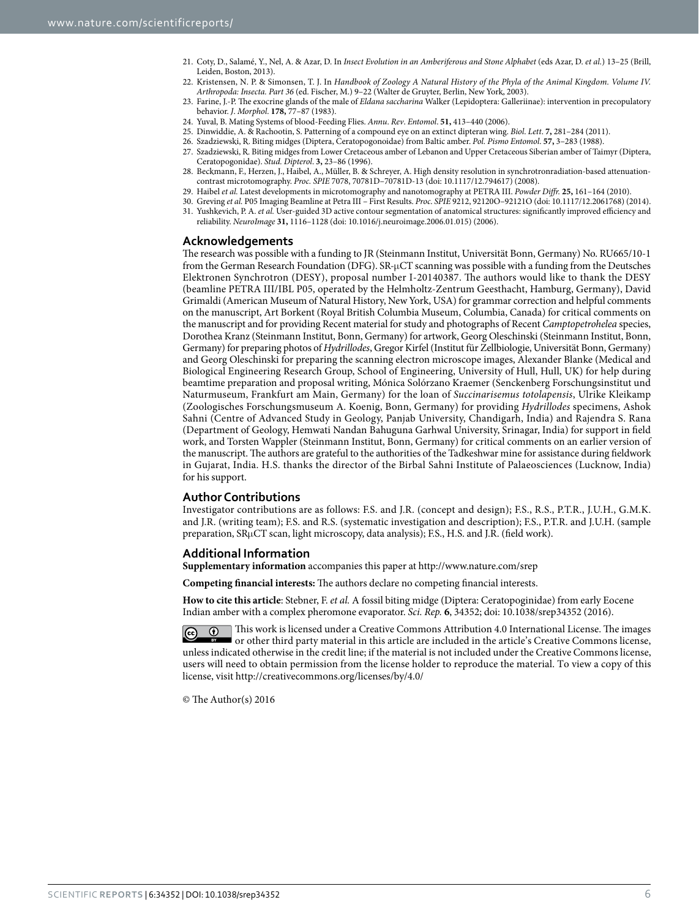21. Coty, D., Salamé, Y., Nel, A. & Azar, D. In *Insect Evolution in an Amberiferous and Stone Alphabet* (eds Azar, D. *et al.*) 13–25 (Brill, Leiden, Boston, 2013).
22. Kristensen, N. P. & Simonsen, T. J. In *Handbook of Zoology A Natural History of the Phyla of the Animal Kingdom. Volume IV. Arthropoda: Insecta. Part 36* (ed. Fischer, M.) 9–22 (Walter de Gruyter, Berlin, New York, 2003).
23. Farine, J.-P. The exocrine glands of the male of *Eldana saccharina* Walker (Lepidoptera: Galleriinae): intervention in precopulatory behavior. *J. Morphol.* **178,** 77–87 (1983).
24. Yuval, B. Mating Systems of blood-Feeding Flies. *Annu. Rev. Entomol.* **51,** 413–440 (2006).
25. Dinwiddie, A. & Rachootin, S. Patterning of a compound eye on an extinct dipteran wing. *Biol. Lett.* **7,** 281–284 (2011).
26. Szadziewski, R. Biting midges (Diptera, Ceratopogonoidae) from Baltic amber. *Pol. Pismo Entomol.* **57,** 3–283 (1988).
27. Szadziewski, R. Biting midges from Lower Cretaceous amber of Lebanon and Upper Cretaceous Siberian amber of Taimyr (Diptera, Ceratopogonidae). *Stud. Dipterol.* **3,** 23–86 (1996).
28. Beckmann, F., Herzen, J., Haibel, A., Müller, B. & Schreyer, A. High density resolution in synchrotronradiation-based attenuation-contrast microtomography. *Proc. SPIE* 7078, 70781D–70781D-13 (doi: 10.1117/12.794617) (2008).
29. Haibel *et al.* Latest developments in microtomography and nanotomography at PETRA III. *Powder Diffr.* **25,** 161–164 (2010).
30. Greving *et al.* P05 Imaging Beamline at Petra III – First Results. *Proc. SPIE* 9212, 92120O–92121O (doi: 10.1117/12.2061768) (2014).
31. Yushkevich, P. A. *et al.* User-guided 3D active contour segmentation of anatomical structures: significantly improved efficiency and reliability. *NeuroImage* **31,** 1116–1128 (doi: 10.1016/j.neuroimage.2006.01.015) (2006).

## Acknowledgements

The research was possible with a funding to JR (Steinmann Institut, Universität Bonn, Germany) No. RU665/10-1 from the German Research Foundation (DFG). SR-μCT scanning was possible with a funding from the Deutsches Elektronen Synchrotron (DESY), proposal number I-20140387. The authors would like to thank the DESY (beamline PETRA III/IBL P05, operated by the Helmholtz-Zentrum Geesthacht, Hamburg, Germany), David Grimaldi (American Museum of Natural History, New York, USA) for grammar correction and helpful comments on the manuscript, Art Borkent (Royal British Columbia Museum, Columbia, Canada) for critical comments on the manuscript and for providing Recent material for study and photographs of Recent *Camptopetrohelea* species, Dorothea Kranz (Steinmann Institut, Bonn, Germany) for artwork, Georg Oleschinski (Steinmann Institut, Bonn, Germany) for preparing photos of *Hydrillodes*, Gregor Kirfel (Institut für Zellbiologie, Universität Bonn, Germany) and Georg Oleschinski for preparing the scanning electron microscope images, Alexander Blanke (Medical and Biological Engineering Research Group, School of Engineering, University of Hull, Hull, UK) for help during beamtime preparation and proposal writing, Mónica Solórzano Kraemer (Senckenberg Forschungsinstitut und Naturmuseum, Frankfurt am Main, Germany) for the loan of *Succinarisemus totolapensis*, Ulrike Kleikamp (Zoologisches Forschungsmuseum A. Koenig, Bonn, Germany) for providing *Hydrillodes* specimens, Ashok Sahni (Centre of Advanced Study in Geology, Panjab University, Chandigarh, India) and Rajendra S. Rana (Department of Geology, Hemwati Nandan Bahuguna Garhwal University, Srinagar, India) for support in field work, and Torsten Wappler (Steinmann Institut, Bonn, Germany) for critical comments on an earlier version of the manuscript. The authors are grateful to the authorities of the Tadkeshwar mine for assistance during fieldwork in Gujarat, India. H.S. thanks the director of the Birbal Sahni Institute of Palaeosciences (Lucknow, India) for his support.

## Author Contributions

Investigator contributions are as follows: F.S. and J.R. (concept and design); F.S., R.S., P.T.R., J.U.H., G.M.K. and J.R. (writing team); F.S. and R.S. (systematic investigation and description); F.S., P.T.R. and J.U.H. (sample preparation, SRμCT scan, light microscopy, data analysis); F.S., H.S. and J.R. (field work).

## Additional Information

**Supplementary information** accompanies this paper at http://www.nature.com/srep

**Competing financial interests:** The authors declare no competing financial interests.

**How to cite this article**: Stebner, F. *et al.* A fossil biting midge (Diptera: Ceratopoginidae) from early Eocene Indian amber with a complex pheromone evaporator. *Sci. Rep.* **6**, 34352; doi: 10.1038/srep34352 (2016).

This work is licensed under a Creative Commons Attribution 4.0 International License. The images or other third party material in this article are included in the article's Creative Commons license, unless indicated otherwise in the credit line; if the material is not included under the Creative Commons license, users will need to obtain permission from the license holder to reproduce the material. To view a copy of this license, visit http://creativecommons.org/licenses/by/4.0/

© The Author(s) 2016